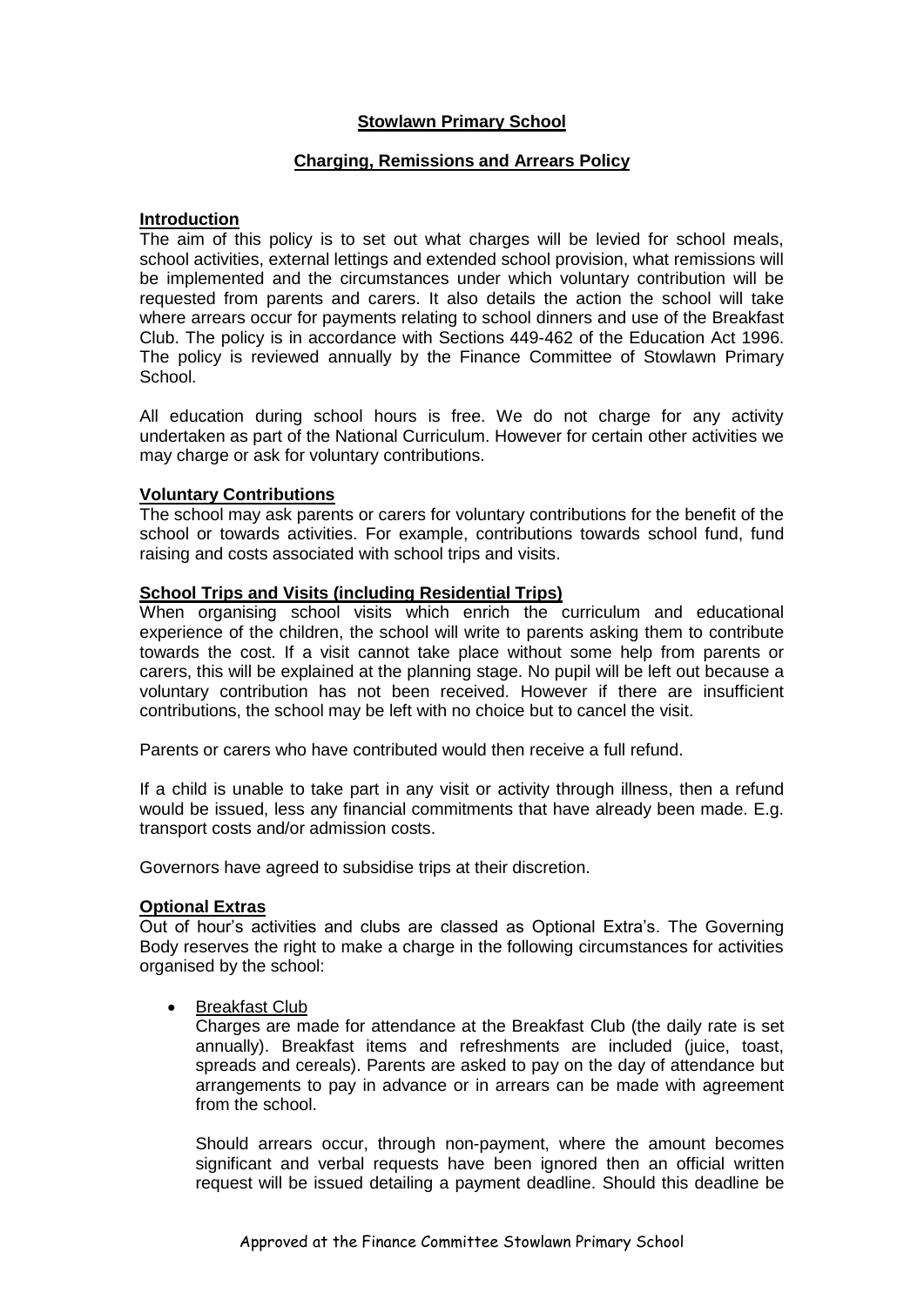# Stowlawn Primary School

## Charging, Remissions and Arrears Policy

### Introduction

The aim of this policy is to set out what charges will be levied for school meals, school activities, external lettings and extended school provision, what remissions will be implemented and the circumstances under which voluntary contribution will be requested from parents and carers. It also details the action the school will take where arrears occur for payments relating to school dinners and use of the Breakfast Club. The policy is in accordance with Sections 449-462 of the Education Act 1996. The policy is reviewed annually by the Finance Committee of Stowlawn Primary School.

All education during school hours is free. We do not charge for any activity undertaken as part of the National Curriculum. However for certain other activities we may charge or ask for voluntary contributions.

### Voluntary Contributions

The school may ask parents or carers for voluntary contributions for the benefit of the school or towards activities. For example, contributions towards school fund, fund raising and costs associated with school trips and visits.

### School Trips and Visits (including Residential Trips)

When organising school visits which enrich the curriculum and educational experience of the children, the school will write to parents asking them to contribute towards the cost. If a visit cannot take place without some help from parents or carers, this will be explained at the planning stage. No pupil will be left out because a voluntary contribution has not been received. However if there are insufficient contributions, the school may be left with no choice but to cancel the visit.

Parents or carers who have contributed would then receive a full refund.

If a child is unable to take part in any visit or activity through illness, then a refund would be issued, less any financial commitments that have already been made. E.g. transport costs and/or admission costs.

Governors have agreed to subsidise trips at their discretion.

### Optional Extras

Out of hour's activities and clubs are classed as Optional Extra's. The Governing Body reserves the right to make a charge in the following circumstances for activities organised by the school:

- Breakfast Club

  Charges are made for attendance at the Breakfast Club (the daily rate is set annually). Breakfast items and refreshments are included (juice, toast, spreads and cereals). Parents are asked to pay on the day of attendance but arrangements to pay in advance or in arrears can be made with agreement from the school.

  Should arrears occur, through non-payment, where the amount becomes significant and verbal requests have been ignored then an official written request will be issued detailing a payment deadline. Should this deadline be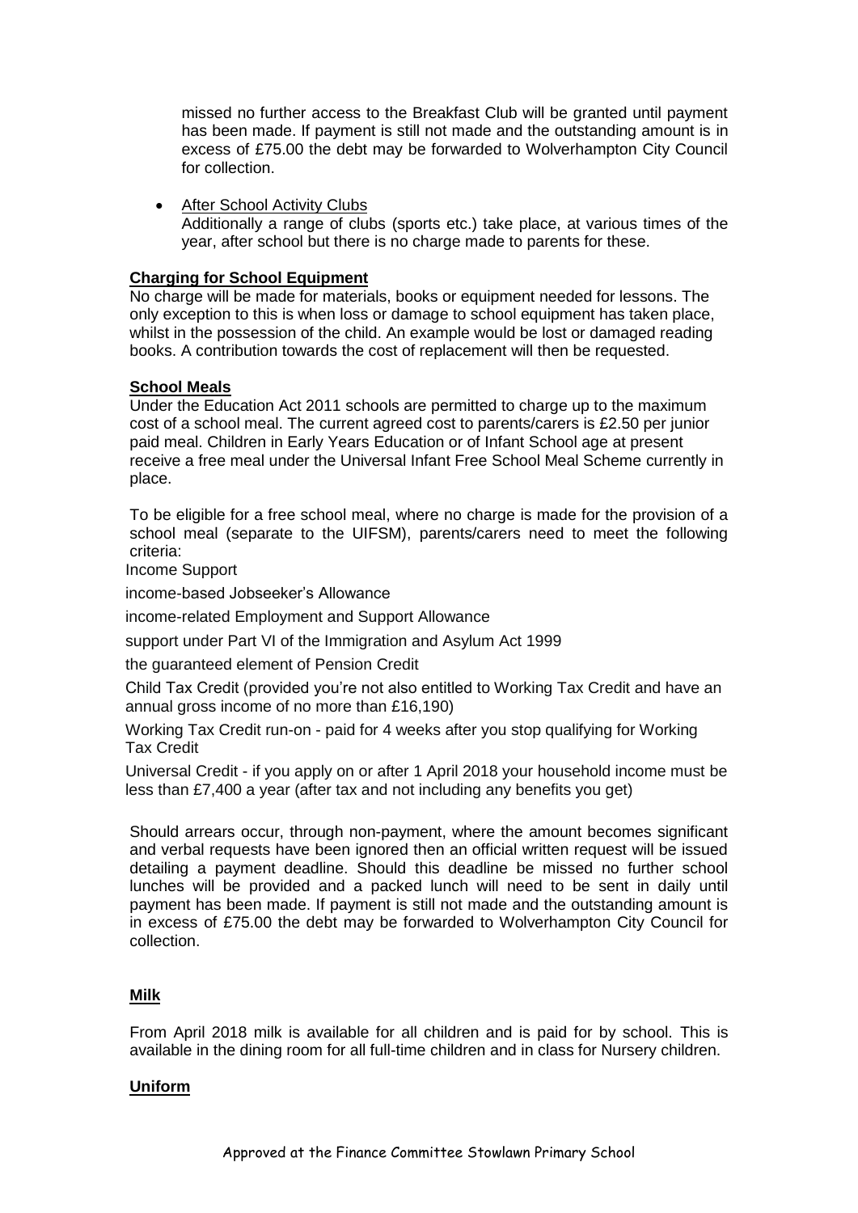missed no further access to the Breakfast Club will be granted until payment has been made. If payment is still not made and the outstanding amount is in excess of £75.00 the debt may be forwarded to Wolverhampton City Council for collection.

- After School Activity Clubs
  Additionally a range of clubs (sports etc.) take place, at various times of the year, after school but there is no charge made to parents for these.

**Charging for School Equipment**

No charge will be made for materials, books or equipment needed for lessons. The only exception to this is when loss or damage to school equipment has taken place, whilst in the possession of the child. An example would be lost or damaged reading books. A contribution towards the cost of replacement will then be requested.

**School Meals**

Under the Education Act 2011 schools are permitted to charge up to the maximum cost of a school meal. The current agreed cost to parents/carers is £2.50 per junior paid meal. Children in Early Years Education or of Infant School age at present receive a free meal under the Universal Infant Free School Meal Scheme currently in place.

To be eligible for a free school meal, where no charge is made for the provision of a school meal (separate to the UIFSM), parents/carers need to meet the following criteria:

Income Support

income-based Jobseeker's Allowance

income-related Employment and Support Allowance

support under Part VI of the Immigration and Asylum Act 1999

the guaranteed element of Pension Credit

Child Tax Credit (provided you're not also entitled to Working Tax Credit and have an annual gross income of no more than £16,190)

Working Tax Credit run-on - paid for 4 weeks after you stop qualifying for Working Tax Credit

Universal Credit - if you apply on or after 1 April 2018 your household income must be less than £7,400 a year (after tax and not including any benefits you get)

Should arrears occur, through non-payment, where the amount becomes significant and verbal requests have been ignored then an official written request will be issued detailing a payment deadline. Should this deadline be missed no further school lunches will be provided and a packed lunch will need to be sent in daily until payment has been made. If payment is still not made and the outstanding amount is in excess of £75.00 the debt may be forwarded to Wolverhampton City Council for collection.

**Milk**

From April 2018 milk is available for all children and is paid for by school. This is available in the dining room for all full-time children and in class for Nursery children.

**Uniform**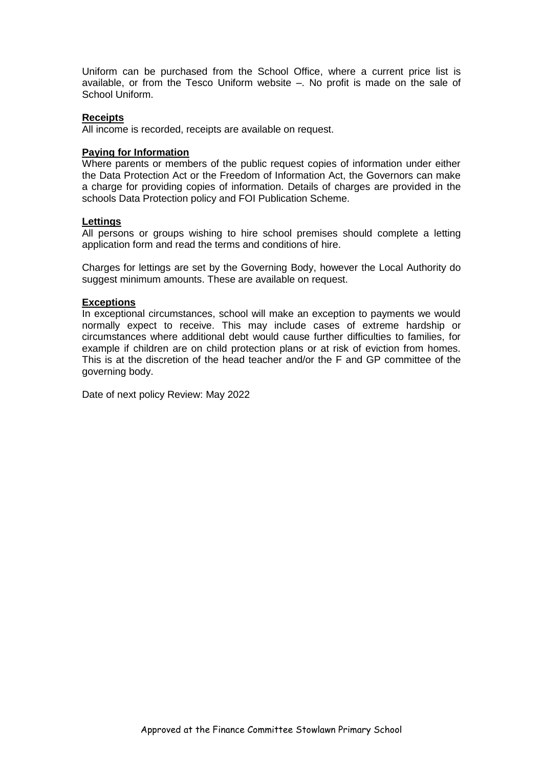Uniform can be purchased from the School Office, where a current price list is available, or from the Tesco Uniform website –. No profit is made on the sale of School Uniform.

**Receipts**

All income is recorded, receipts are available on request.

**Paying for Information**

Where parents or members of the public request copies of information under either the Data Protection Act or the Freedom of Information Act, the Governors can make a charge for providing copies of information. Details of charges are provided in the schools Data Protection policy and FOI Publication Scheme.

**Lettings**

All persons or groups wishing to hire school premises should complete a letting application form and read the terms and conditions of hire.

Charges for lettings are set by the Governing Body, however the Local Authority do suggest minimum amounts. These are available on request.

**Exceptions**

In exceptional circumstances, school will make an exception to payments we would normally expect to receive. This may include cases of extreme hardship or circumstances where additional debt would cause further difficulties to families, for example if children are on child protection plans or at risk of eviction from homes. This is at the discretion of the head teacher and/or the F and GP committee of the governing body.

Date of next policy Review: May 2022